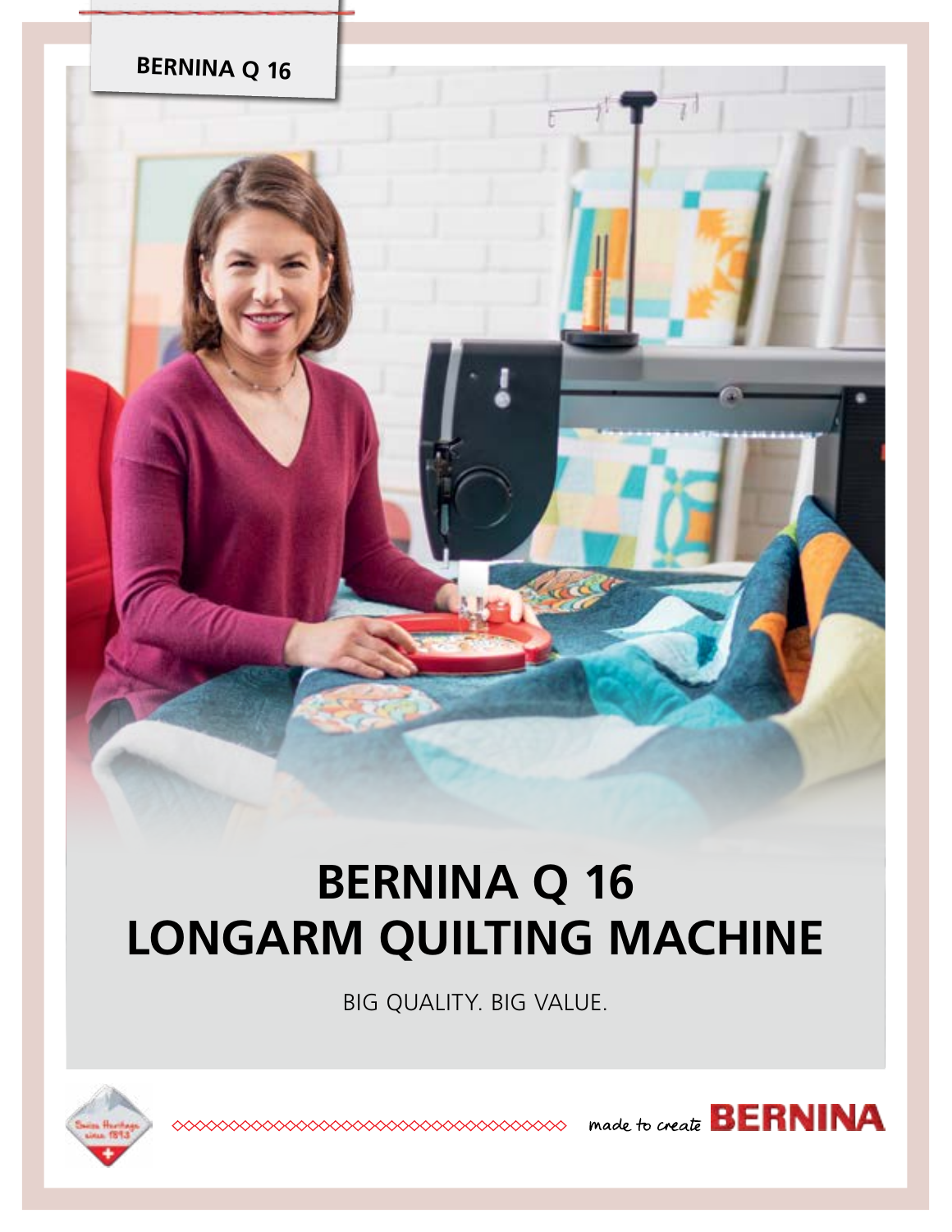BERNINA Q 16

# BERNINA Q 16 LONGARM QUILTING MACHINE

BIG QUALITY. BIG VALUE.

Swiss Heritage since 1893

made to create BERNINA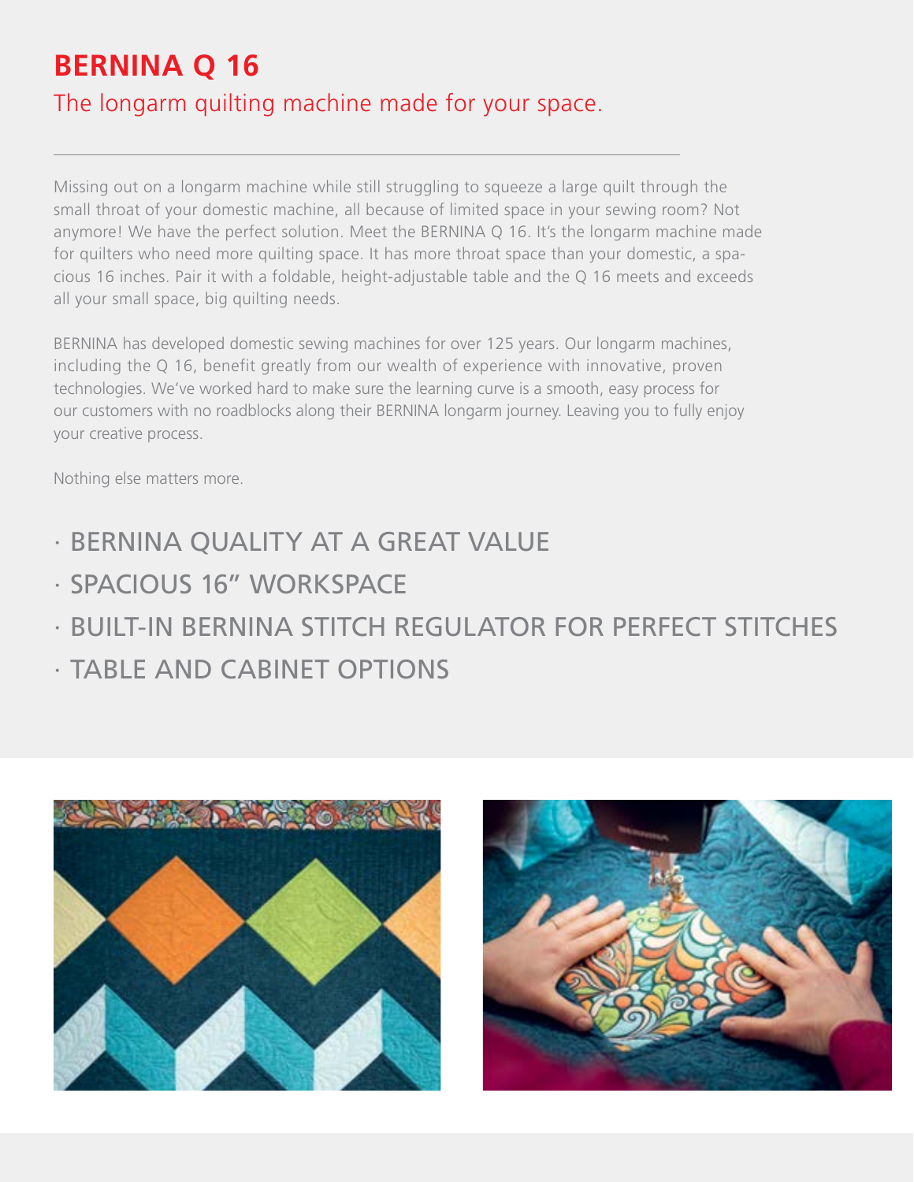# BERNINA Q 16

## The longarm quilting machine made for your space.

Missing out on a longarm machine while still struggling to squeeze a large quilt through the small throat of your domestic machine, all because of limited space in your sewing room? Not anymore! We have the perfect solution. Meet the BERNINA Q 16. It's the longarm machine made for quilters who need more quilting space. It has more throat space than your domestic, a spacious 16 inches. Pair it with a foldable, height-adjustable table and the Q 16 meets and exceeds all your small space, big quilting needs.

BERNINA has developed domestic sewing machines for over 125 years. Our longarm machines, including the Q 16, benefit greatly from our wealth of experience with innovative, proven technologies. We've worked hard to make sure the learning curve is a smooth, easy process for our customers with no roadblocks along their BERNINA longarm journey. Leaving you to fully enjoy your creative process.

Nothing else matters more.

- BERNINA QUALITY AT A GREAT VALUE
- SPACIOUS 16" WORKSPACE
- BUILT-IN BERNINA STITCH REGULATOR FOR PERFECT STITCHES
- TABLE AND CABINET OPTIONS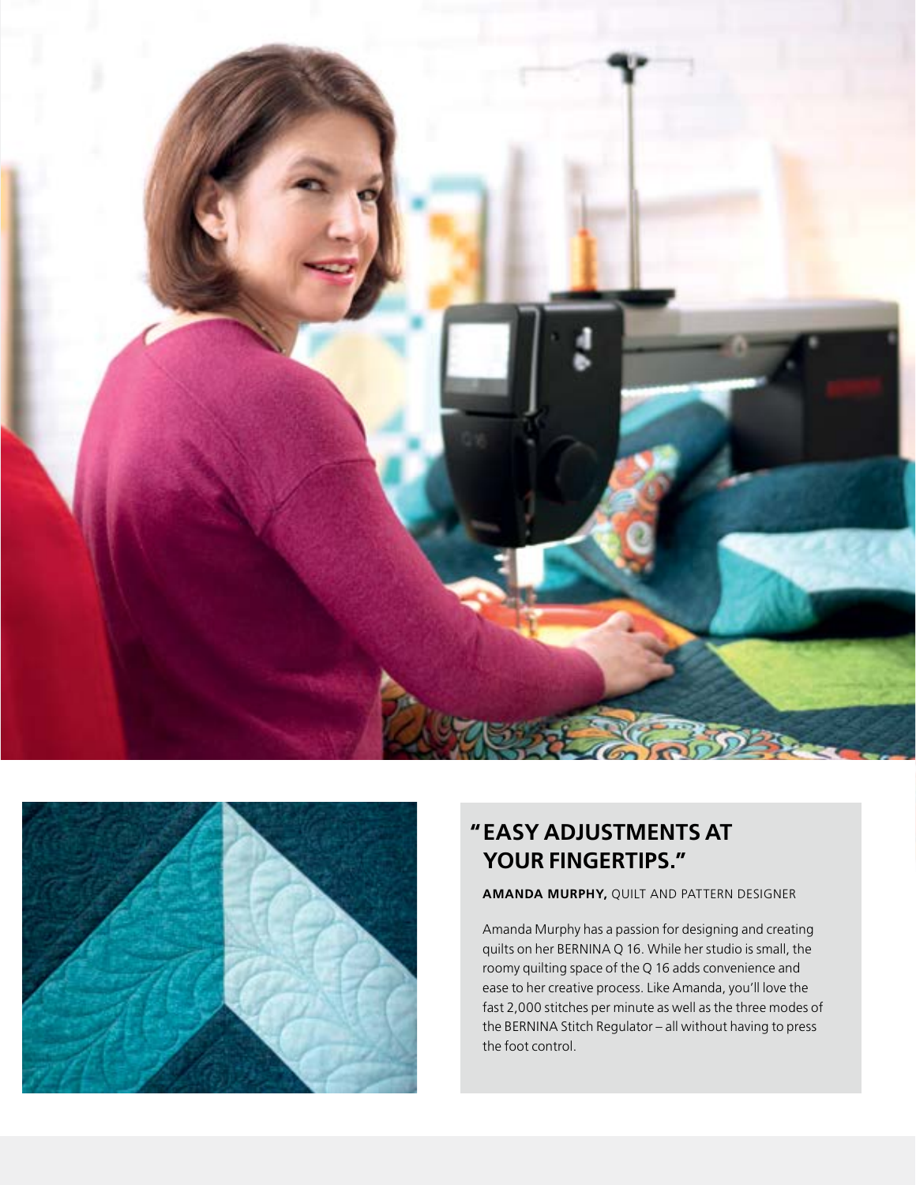## "EASY ADJUSTMENTS AT YOUR FINGERTIPS."

**AMANDA MURPHY,** QUILT AND PATTERN DESIGNER

Amanda Murphy has a passion for designing and creating quilts on her BERNINA Q 16. While her studio is small, the roomy quilting space of the Q 16 adds convenience and ease to her creative process. Like Amanda, you'll love the fast 2,000 stitches per minute as well as the three modes of the BERNINA Stitch Regulator – all without having to press the foot control.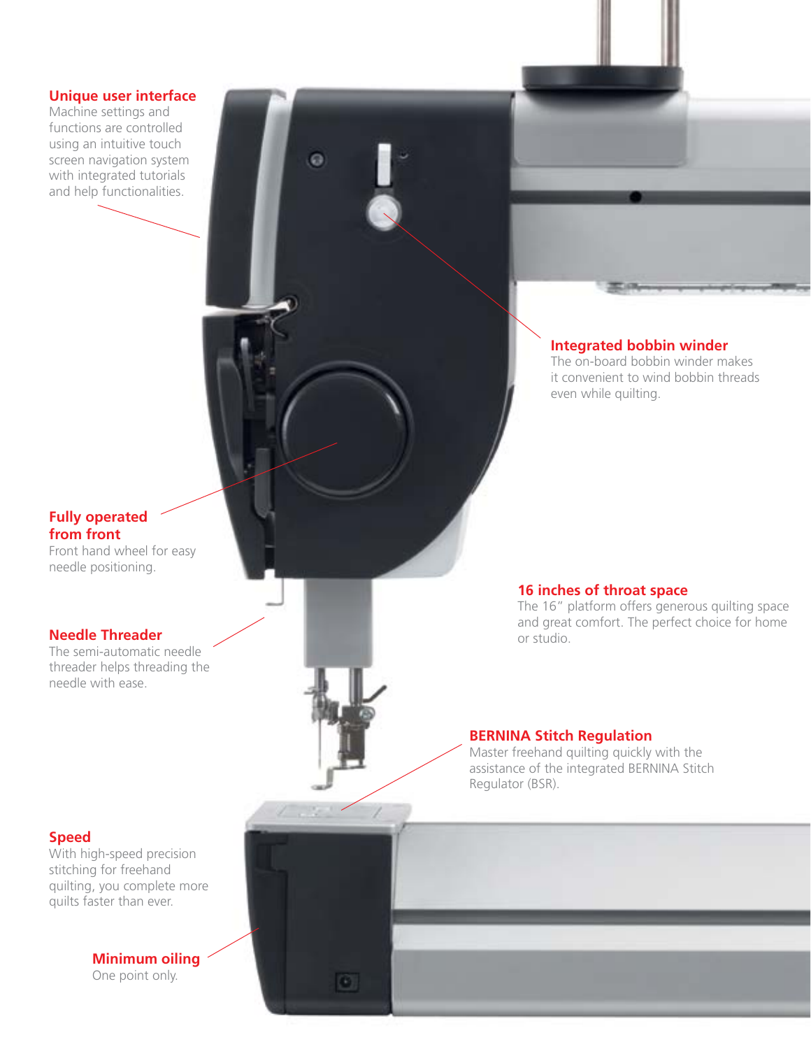### Unique user interface

Machine settings and functions are controlled using an intuitive touch screen navigation system with integrated tutorials and help functionalities.

### Integrated bobbin winder

The on-board bobbin winder makes it convenient to wind bobbin threads even while quilting.

### Fully operated from front

Front hand wheel for easy needle positioning.

### 16 inches of throat space

The 16" platform offers generous quilting space and great comfort. The perfect choice for home or studio.

### Needle Threader

The semi-automatic needle threader helps threading the needle with ease.

### BERNINA Stitch Regulation

Master freehand quilting quickly with the assistance of the integrated BERNINA Stitch Regulator (BSR).

### Speed

With high-speed precision stitching for freehand quilting, you complete more quilts faster than ever.

### Minimum oiling

One point only.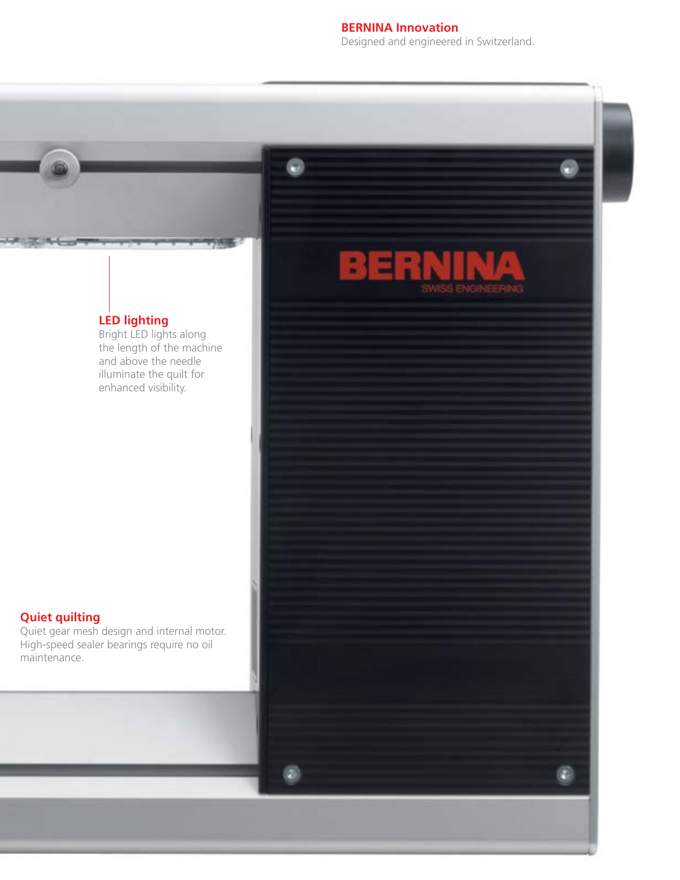**BERNINA Innovation**
Designed and engineered in Switzerland.

**LED lighting**
Bright LED lights along the length of the machine and above the needle illuminate the quilt for enhanced visibility.

**Quiet quilting**
Quiet gear mesh design and internal motor. High-speed sealer bearings require no oil maintenance.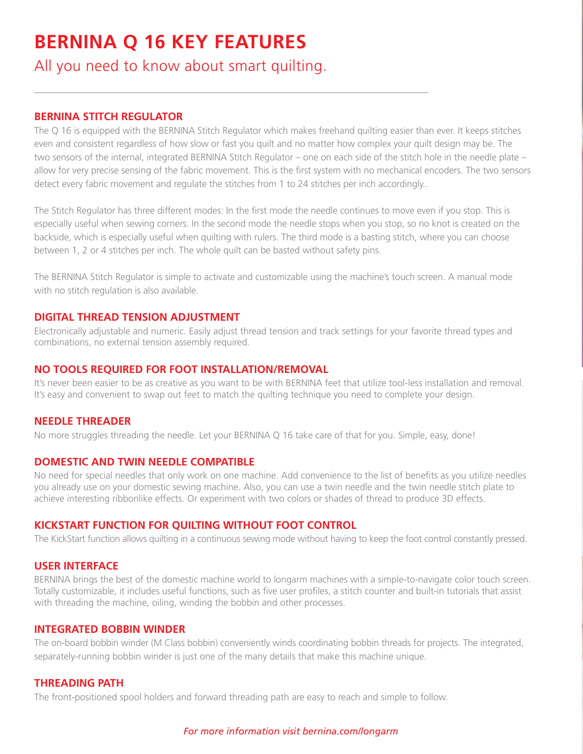# BERNINA Q 16 KEY FEATURES

All you need to know about smart quilting.

## BERNINA STITCH REGULATOR

The Q 16 is equipped with the BERNINA Stitch Regulator which makes freehand quilting easier than ever. It keeps stitches even and consistent regardless of how slow or fast you quilt and no matter how complex your quilt design may be. The two sensors of the internal, integrated BERNINA Stitch Regulator – one on each side of the stitch hole in the needle plate – allow for very precise sensing of the fabric movement. This is the first system with no mechanical encoders. The two sensors detect every fabric movement and regulate the stitches from 1 to 24 stitches per inch accordingly..

The Stitch Regulator has three different modes: In the first mode the needle continues to move even if you stop. This is especially useful when sewing corners. In the second mode the needle stops when you stop, so no knot is created on the backside, which is especially useful when quilting with rulers. The third mode is a basting stitch, where you can choose between 1, 2 or 4 stitches per inch. The whole quilt can be basted without safety pins.

The BERNINA Stitch Regulator is simple to activate and customizable using the machine's touch screen. A manual mode with no stitch regulation is also available.

## DIGITAL THREAD TENSION ADJUSTMENT

Electronically adjustable and numeric. Easily adjust thread tension and track settings for your favorite thread types and combinations, no external tension assembly required.

## NO TOOLS REQUIRED FOR FOOT INSTALLATION/REMOVAL

It's never been easier to be as creative as you want to be with BERNINA feet that utilize tool-less installation and removal. It's easy and convenient to swap out feet to match the quilting technique you need to complete your design.

## NEEDLE THREADER

No more struggles threading the needle. Let your BERNINA Q 16 take care of that for you. Simple, easy, done!

## DOMESTIC AND TWIN NEEDLE COMPATIBLE

No need for special needles that only work on one machine. Add convenience to the list of benefits as you utilize needles you already use on your domestic sewing machine. Also, you can use a twin needle and the twin needle stitch plate to achieve interesting ribbonlike effects. Or experiment with two colors or shades of thread to produce 3D effects.

## KICKSTART FUNCTION FOR QUILTING WITHOUT FOOT CONTROL

The KickStart function allows quilting in a continuous sewing mode without having to keep the foot control constantly pressed.

## USER INTERFACE

BERNINA brings the best of the domestic machine world to longarm machines with a simple-to-navigate color touch screen. Totally customizable, it includes useful functions, such as five user profiles, a stitch counter and built-in tutorials that assist with threading the machine, oiling, winding the bobbin and other processes.

## INTEGRATED BOBBIN WINDER

The on-board bobbin winder (M Class bobbin) conveniently winds coordinating bobbin threads for projects. The integrated, separately-running bobbin winder is just one of the many details that make this machine unique.

## THREADING PATH

The front-positioned spool holders and forward threading path are easy to reach and simple to follow.

*For more information visit bernina.com/longarm*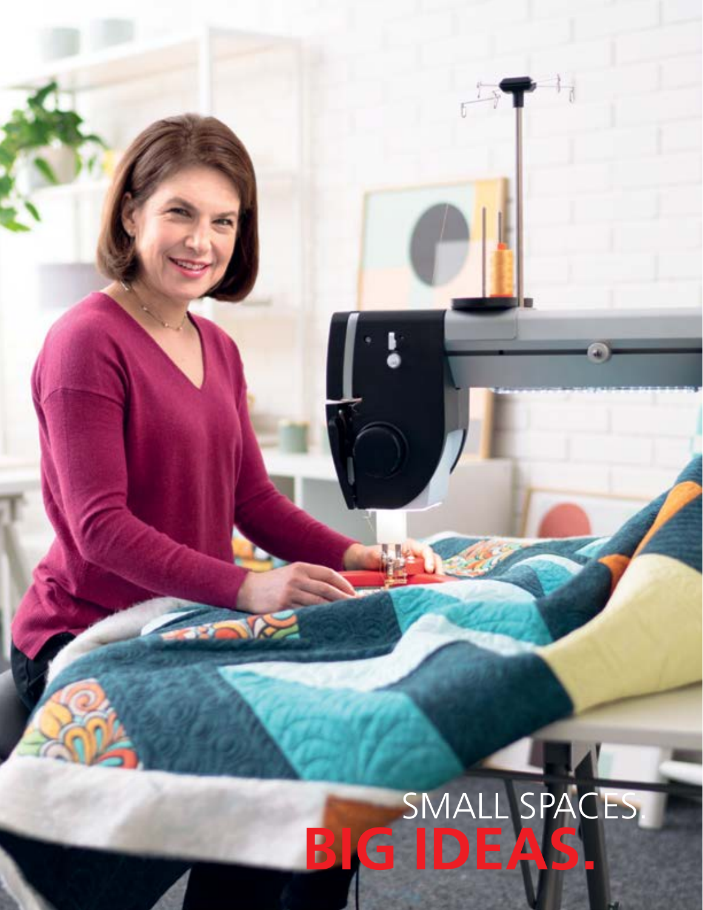SMALL SPACES.

**BIG IDEAS.**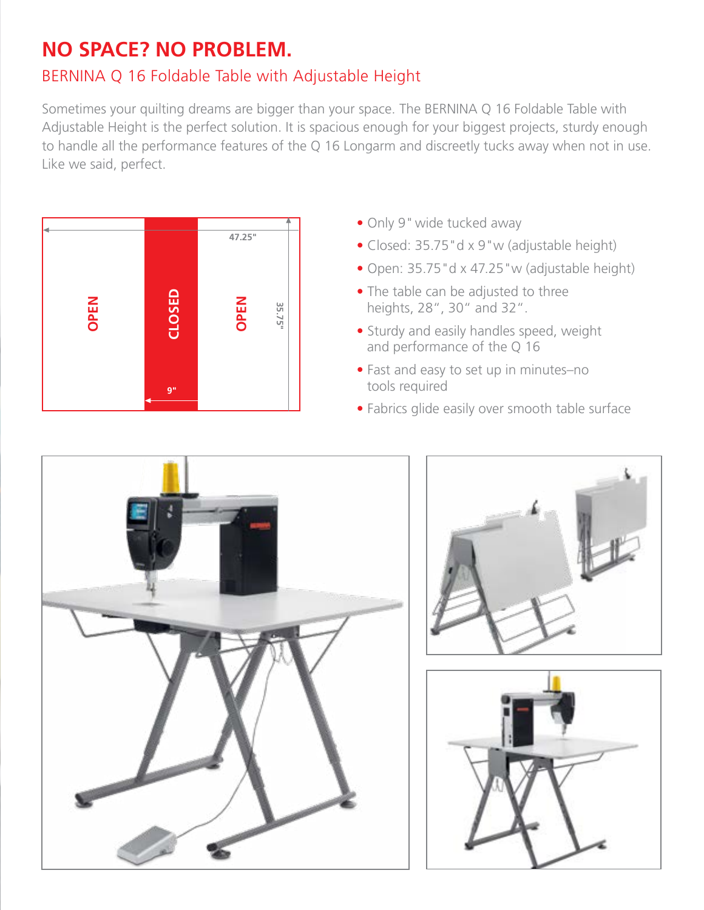# NO SPACE? NO PROBLEM.

## BERNINA Q 16 Foldable Table with Adjustable Height

Sometimes your quilting dreams are bigger than your space. The BERNINA Q 16 Foldable Table with Adjustable Height is the perfect solution. It is spacious enough for your biggest projects, sturdy enough to handle all the performance features of the Q 16 Longarm and discreetly tucks away when not in use. Like we said, perfect.

OPEN | CLOSED | OPEN

47.25"

35.75"

9"

- Only 9" wide tucked away
- Closed: 35.75"d x 9"w (adjustable height)
- Open: 35.75"d x 47.25"w (adjustable height)
- The table can be adjusted to three heights, 28", 30" and 32".
- Sturdy and easily handles speed, weight and performance of the Q 16
- Fast and easy to set up in minutes–no tools required
- Fabrics glide easily over smooth table surface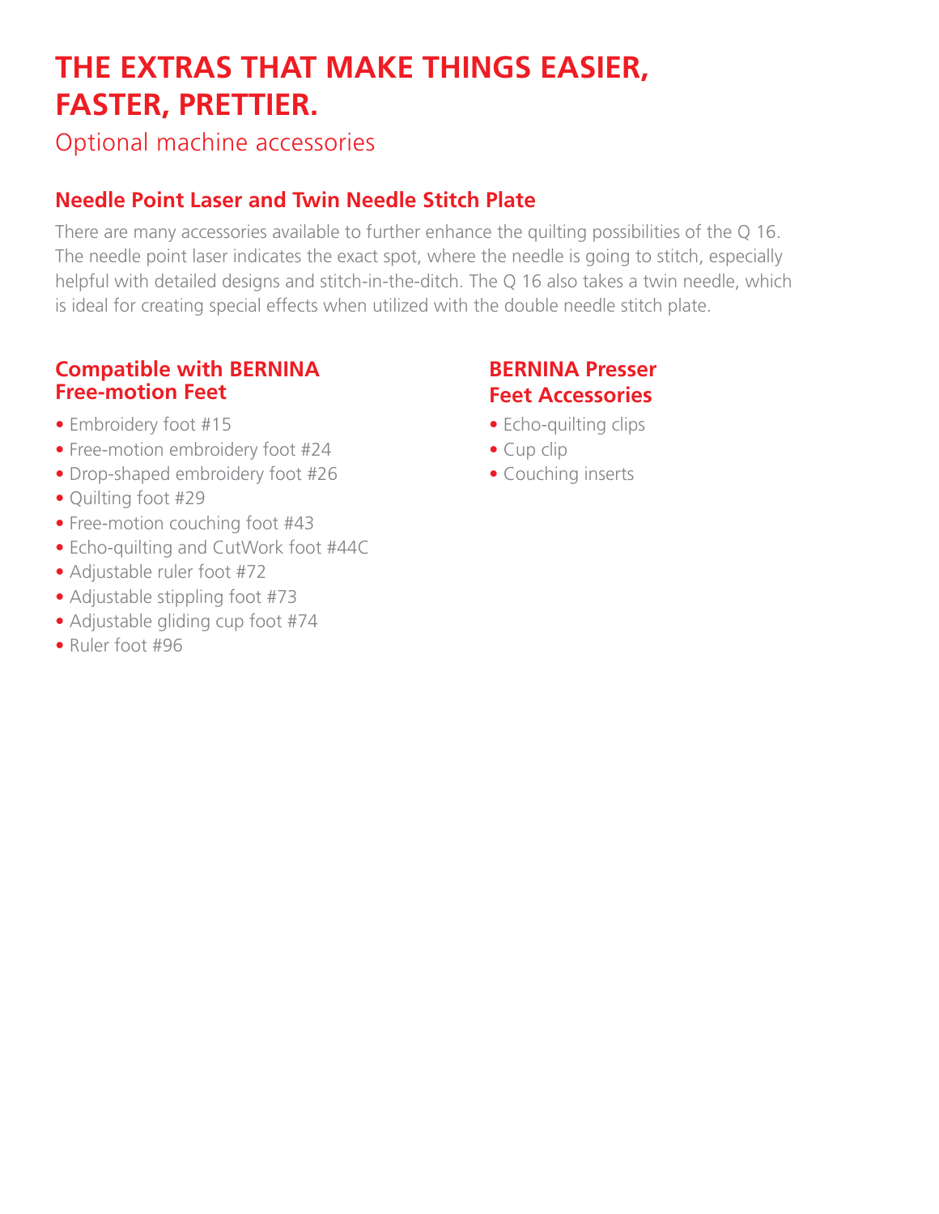# THE EXTRAS THAT MAKE THINGS EASIER, FASTER, PRETTIER.

Optional machine accessories

## Needle Point Laser and Twin Needle Stitch Plate

There are many accessories available to further enhance the quilting possibilities of the Q 16. The needle point laser indicates the exact spot, where the needle is going to stitch, especially helpful with detailed designs and stitch-in-the-ditch. The Q 16 also takes a twin needle, which is ideal for creating special effects when utilized with the double needle stitch plate.

## Compatible with BERNINA Free-motion Feet

- Embroidery foot #15
- Free-motion embroidery foot #24
- Drop-shaped embroidery foot #26
- Quilting foot #29
- Free-motion couching foot #43
- Echo-quilting and CutWork foot #44C
- Adjustable ruler foot #72
- Adjustable stippling foot #73
- Adjustable gliding cup foot #74
- Ruler foot #96

## BERNINA Presser Feet Accessories

- Echo-quilting clips
- Cup clip
- Couching inserts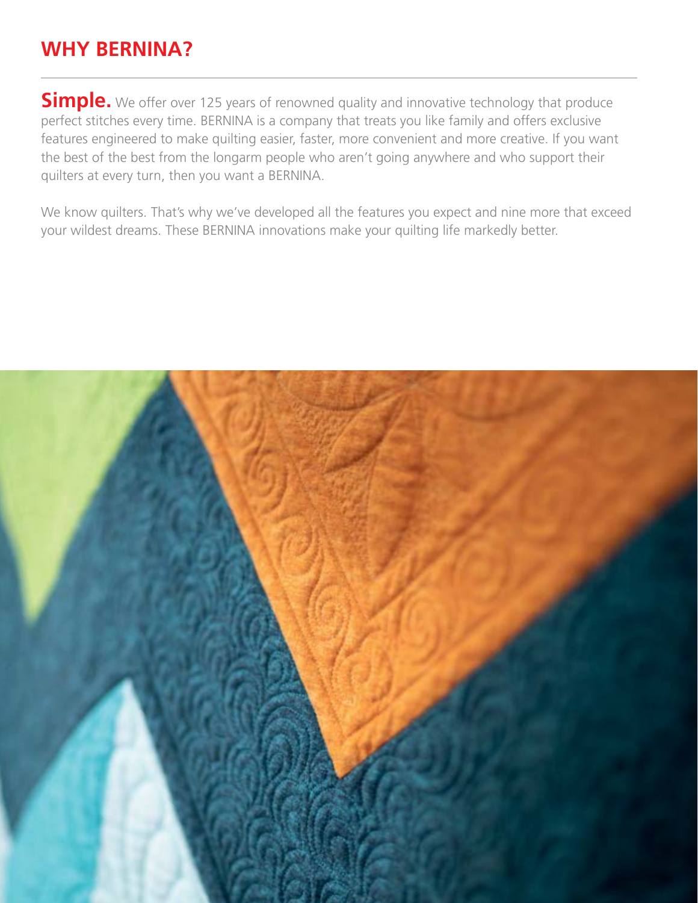## WHY BERNINA?

**Simple.** We offer over 125 years of renowned quality and innovative technology that produce perfect stitches every time. BERNINA is a company that treats you like family and offers exclusive features engineered to make quilting easier, faster, more convenient and more creative. If you want the best of the best from the longarm people who aren't going anywhere and who support their quilters at every turn, then you want a BERNINA.

We know quilters. That's why we've developed all the features you expect and nine more that exceed your wildest dreams. These BERNINA innovations make your quilting life markedly better.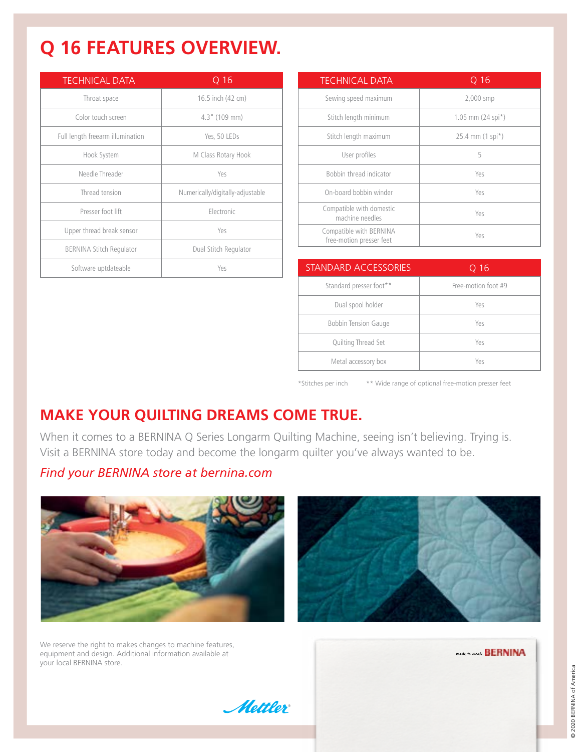# Q 16 FEATURES OVERVIEW.

| TECHNICAL DATA | Q 16 |
|---|---|
| Throat space | 16.5 inch (42 cm) |
| Color touch screen | 4.3" (109 mm) |
| Full length freearm illumination | Yes, 50 LEDs |
| Hook System | M Class Rotary Hook |
| Needle Threader | Yes |
| Thread tension | Numerically/digitally-adjustable |
| Presser foot lift | Electronic |
| Upper thread break sensor | Yes |
| BERNINA Stitch Regulator | Dual Stitch Regulator |
| Software uptdateable | Yes |

| TECHNICAL DATA | Q 16 |
|---|---|
| Sewing speed maximum | 2,000 smp |
| Stitch length minimum | 1.05 mm (24 spi*) |
| Stitch length maximum | 25.4 mm (1 spi*) |
| User profiles | 5 |
| Bobbin thread indicator | Yes |
| On-board bobbin winder | Yes |
| Compatible with domestic machine needles | Yes |
| Compatible with BERNINA free-motion presser feet | Yes |

| STANDARD ACCESSORIES | Q 16 |
|---|---|
| Standard presser foot** | Free-motion foot #9 |
| Dual spool holder | Yes |
| Bobbin Tension Gauge | Yes |
| Quilting Thread Set | Yes |
| Metal accessory box | Yes |

*Stitches per inch    ** Wide range of optional free-motion presser feet

## MAKE YOUR QUILTING DREAMS COME TRUE.

When it comes to a BERNINA Q Series Longarm Quilting Machine, seeing isn't believing. Trying is. Visit a BERNINA store today and become the longarm quilter you've always wanted to be.

*Find your BERNINA store at bernina.com*

We reserve the right to makes changes to machine features, equipment and design. Additional information available at your local BERNINA store.

Mettler

made to create BERNINA

© 2020 BERNINA of America